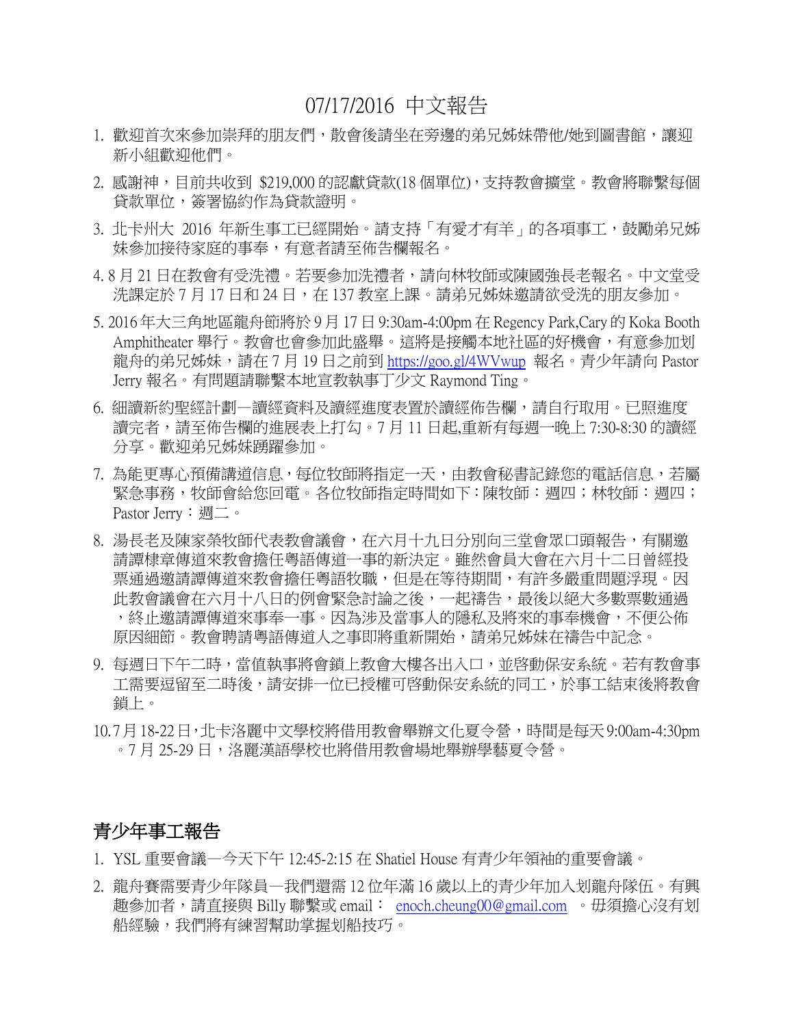# 07/17/2016 中文報告

1. 歡迎首次來參加崇拜的朋友們，散會後請坐在旁邊的弟兄姊妹帶他/她到圖書館，讓迎新小組歡迎他們。
2. 感謝神，目前共收到 $219,000 的認獻貸款(18 個單位)，支持教會擴堂。教會將聯繫每個貸款單位，簽署協約作為貸款證明。
3. 北卡州大 2016 年新生事工已經開始。請支持「有愛才有羊」的各項事工，鼓勵弟兄姊妹參加接待家庭的事奉，有意者請至佈告欄報名。
4. 8 月 21 日在教會有受洗禮。若要參加洗禮者，請向林牧師或陳國強長老報名。中文堂受洗課定於 7 月 17 日和 24 日，在 137 教室上課。請弟兄姊妹邀請欲受洗的朋友參加。
5. 2016 年大三角地區龍舟節將於 9 月 17 日 9:30am-4:00pm 在 Regency Park,Cary 的 Koka Booth Amphitheater 舉行。教會也會參加此盛舉。這將是接觸本地社區的好機會，有意參加划龍舟的弟兄姊妹，請在 7 月 19 日之前到 https://goo.gl/4WVwup 報名。青少年請向 Pastor Jerry 報名。有問題請聯繫本地宣教執事丁少文 Raymond Ting。
6. 細讀新約聖經計劃—讀經資料及讀經進度表置於讀經佈告欄，請自行取用。已照進度讀完者，請至佈告欄的進展表上打勾。7 月 11 日起,重新有每週一晚上 7:30-8:30 的讀經分享。歡迎弟兄姊妹踴躍參加。
7. 為能更專心預備講道信息，每位牧師將指定一天，由教會秘書記錄您的電話信息，若屬緊急事務，牧師會給您回電。各位牧師指定時間如下：陳牧師：週四；林牧師：週四；Pastor Jerry：週二。
8. 湯長老及陳家榮牧師代表教會議會，在六月十九日分別向三堂會眾口頭報告，有關邀請譚棣章傳道來教會擔任粵語傳道一事的新決定。雖然會員大會在六月十二日曾經投票通過邀請譚傳道來教會擔任粵語牧職，但是在等待期間，有許多嚴重問題浮現。因此教會議會在六月十八日的例會緊急討論之後，一起禱告，最後以絕大多數票數通過，終止邀請譚傳道來事奉一事。因為涉及當事人的隱私及將來的事奉機會，不便公佈原因細節。教會聘請粵語傳道人之事即將重新開始，請弟兄姊妹在禱告中記念。
9. 每週日下午二時，當值執事將會鎖上教會大樓各出入口，並啓動保安系統。若有教會事工需要逗留至二時後，請安排一位已授權可啓動保安系統的同工，於事工結束後將教會鎖上。
10. 7 月 18-22 日，北卡洛麗中文學校將借用教會舉辦文化夏令營，時間是每天 9:00am-4:30pm。7 月 25-29 日，洛麗漢語學校也將借用教會場地舉辦學藝夏令營。

## 青少年事工報告

1. YSL 重要會議—今天下午 12:45-2:15 在 Shatiel House 有青少年領袖的重要會議。
2. 龍舟賽需要青少年隊員—我們還需 12 位年滿 16 歲以上的青少年加入划龍舟隊伍。有興趣參加者，請直接與 Billy 聯繫或 email： enoch.cheung00@gmail.com 。毋須擔心沒有划船經驗，我們將有練習幫助掌握划船技巧。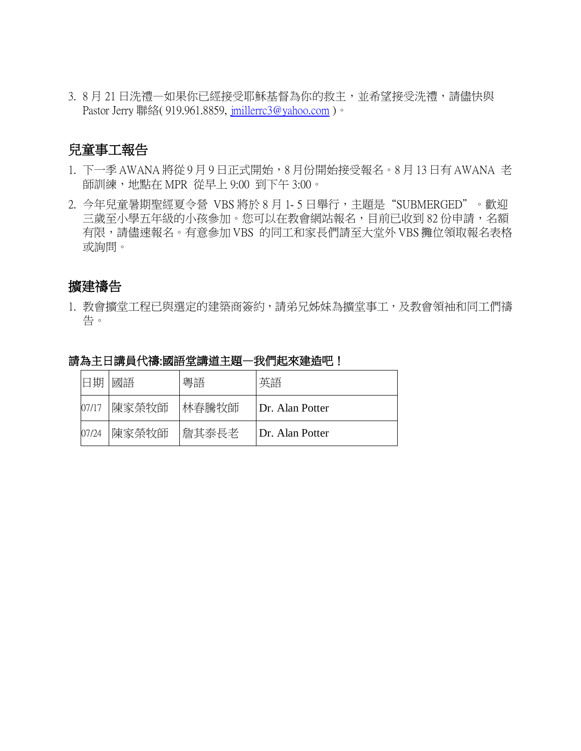3. 8 月 21 日洗禮—如果你已經接受耶穌基督為你的救主，並希望接受洗禮，請儘快與 Pastor Jerry 聯絡( 919.961.8859, jmillerrc3@yahoo.com )。

## 兒童事工報告

1. 下一季 AWANA 將從 9 月 9 日正式開始，8 月份開始接受報名。8 月 13 日有 AWANA 老師訓練，地點在 MPR 從早上 9:00 到下午 3:00。
2. 今年兒童暑期聖經夏令營 VBS 將於 8 月 1- 5 日舉行，主題是“SUBMERGED”。歡迎三歲至小學五年級的小孩參加。您可以在教會網站報名，目前已收到 82 份申請，名額有限，請儘速報名。有意參加 VBS 的同工和家長們請至大堂外 VBS 攤位領取報名表格或詢問。

## 擴建禱告

1. 教會擴堂工程已與選定的建築商簽約，請弟兄姊妹為擴堂事工，及教會領袖和同工們禱告。

**請為主日講員代禱:國語堂講道主題—我們起來建造吧！**

| 日期 | 國語 | 粵語 | 英語 |
|---|---|---|---|
| 07/17 | 陳家榮牧師 | 林春騰牧師 | Dr. Alan Potter |
| 07/24 | 陳家榮牧師 | 詹其泰長老 | Dr. Alan Potter |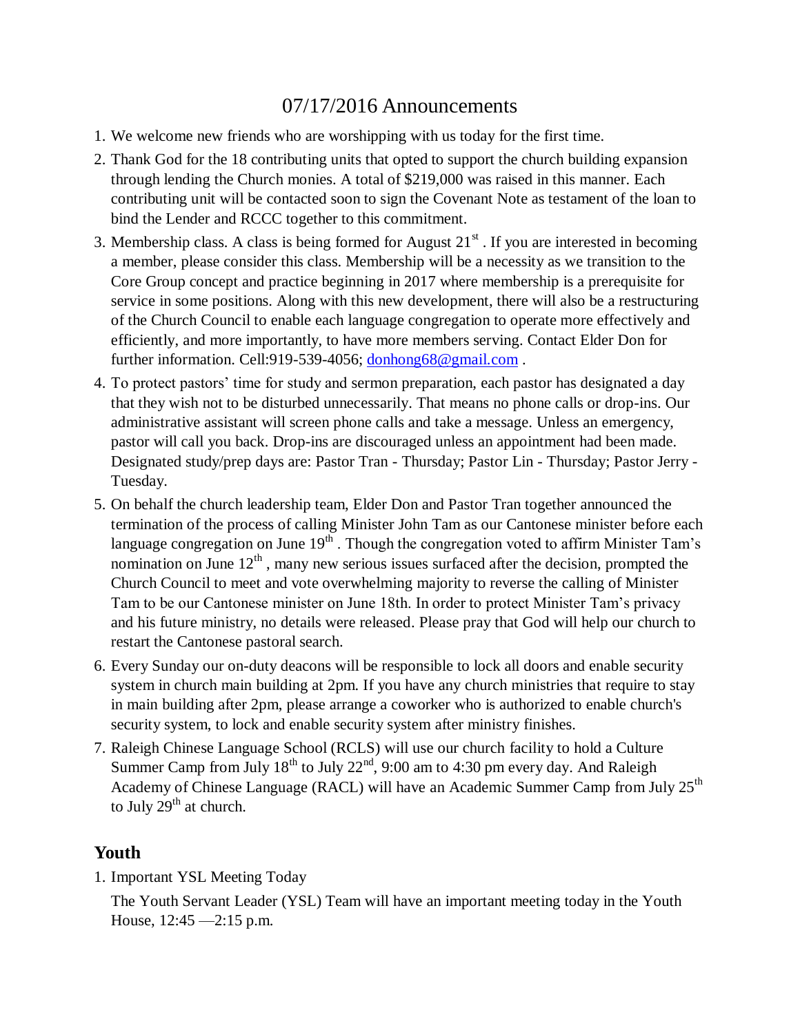# 07/17/2016 Announcements

1. We welcome new friends who are worshipping with us today for the first time.
2. Thank God for the 18 contributing units that opted to support the church building expansion through lending the Church monies. A total of $219,000 was raised in this manner. Each contributing unit will be contacted soon to sign the Covenant Note as testament of the loan to bind the Lender and RCCC together to this commitment.
3. Membership class. A class is being formed for August 21st . If you are interested in becoming a member, please consider this class. Membership will be a necessity as we transition to the Core Group concept and practice beginning in 2017 where membership is a prerequisite for service in some positions. Along with this new development, there will also be a restructuring of the Church Council to enable each language congregation to operate more effectively and efficiently, and more importantly, to have more members serving. Contact Elder Don for further information. Cell:919-539-4056; donhong68@gmail.com .
4. To protect pastors' time for study and sermon preparation, each pastor has designated a day that they wish not to be disturbed unnecessarily. That means no phone calls or drop-ins. Our administrative assistant will screen phone calls and take a message. Unless an emergency, pastor will call you back. Drop-ins are discouraged unless an appointment had been made. Designated study/prep days are: Pastor Tran - Thursday; Pastor Lin - Thursday; Pastor Jerry - Tuesday.
5. On behalf the church leadership team, Elder Don and Pastor Tran together announced the termination of the process of calling Minister John Tam as our Cantonese minister before each language congregation on June 19th . Though the congregation voted to affirm Minister Tam's nomination on June 12th , many new serious issues surfaced after the decision, prompted the Church Council to meet and vote overwhelming majority to reverse the calling of Minister Tam to be our Cantonese minister on June 18th. In order to protect Minister Tam's privacy and his future ministry, no details were released. Please pray that God will help our church to restart the Cantonese pastoral search.
6. Every Sunday our on-duty deacons will be responsible to lock all doors and enable security system in church main building at 2pm. If you have any church ministries that require to stay in main building after 2pm, please arrange a coworker who is authorized to enable church's security system, to lock and enable security system after ministry finishes.
7. Raleigh Chinese Language School (RCLS) will use our church facility to hold a Culture Summer Camp from July 18th to July 22nd, 9:00 am to 4:30 pm every day. And Raleigh Academy of Chinese Language (RACL) will have an Academic Summer Camp from July 25th to July 29th at church.

## Youth

1. Important YSL Meeting Today

   The Youth Servant Leader (YSL) Team will have an important meeting today in the Youth House, 12:45 —2:15 p.m.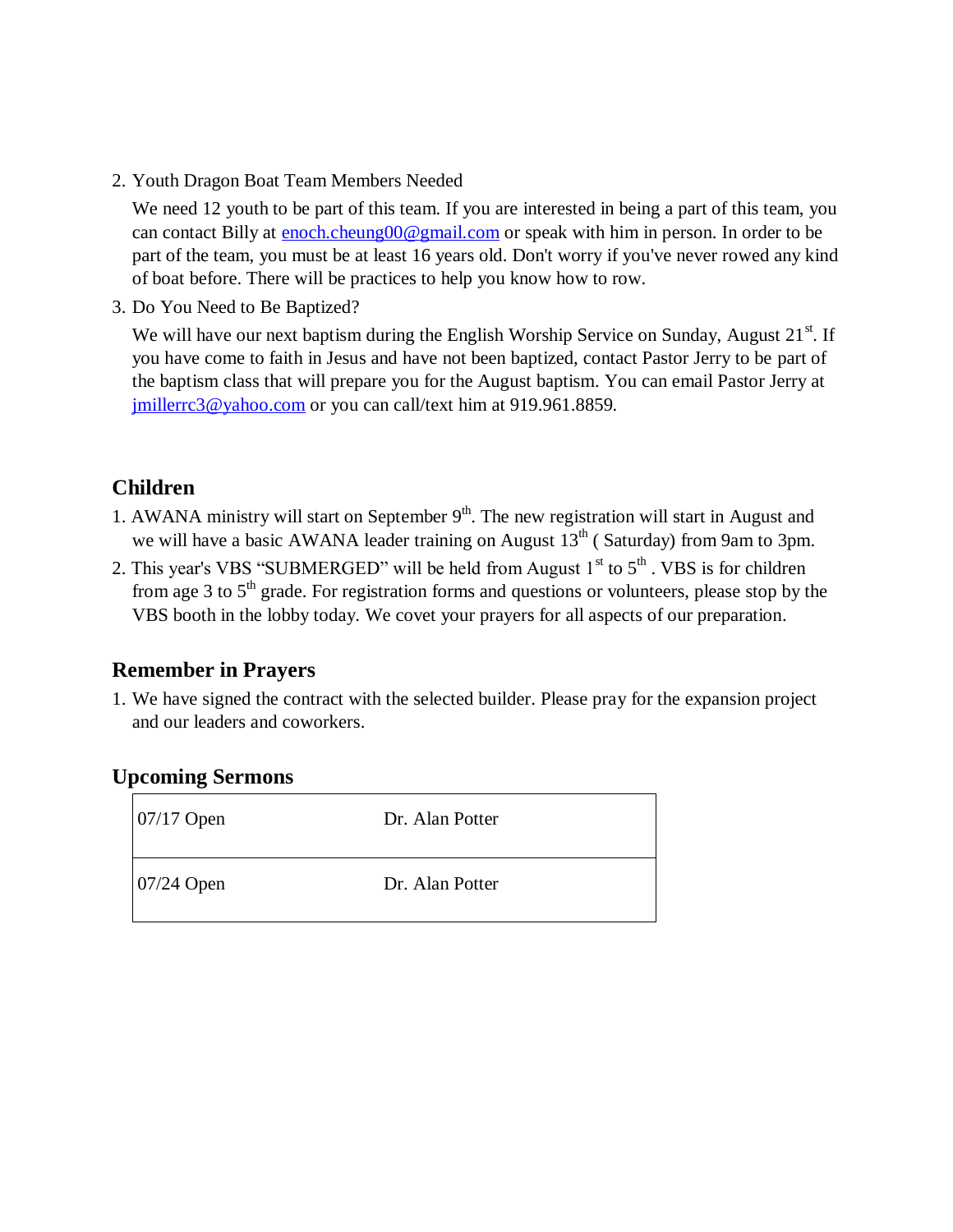2. Youth Dragon Boat Team Members Needed

   We need 12 youth to be part of this team. If you are interested in being a part of this team, you can contact Billy at enoch.cheung00@gmail.com or speak with him in person. In order to be part of the team, you must be at least 16 years old. Don't worry if you've never rowed any kind of boat before. There will be practices to help you know how to row.

3. Do You Need to Be Baptized?

   We will have our next baptism during the English Worship Service on Sunday, August 21st. If you have come to faith in Jesus and have not been baptized, contact Pastor Jerry to be part of the baptism class that will prepare you for the August baptism. You can email Pastor Jerry at jmillerrc3@yahoo.com or you can call/text him at 919.961.8859.

## Children

1. AWANA ministry will start on September 9th. The new registration will start in August and we will have a basic AWANA leader training on August 13th ( Saturday) from 9am to 3pm.
2. This year's VBS "SUBMERGED" will be held from August 1st to 5th . VBS is for children from age 3 to 5th grade. For registration forms and questions or volunteers, please stop by the VBS booth in the lobby today. We covet your prayers for all aspects of our preparation.

## Remember in Prayers

1. We have signed the contract with the selected builder. Please pray for the expansion project and our leaders and coworkers.

## Upcoming Sermons

| | |
|---|---|
| 07/17 Open | Dr. Alan Potter |
| 07/24 Open | Dr. Alan Potter |